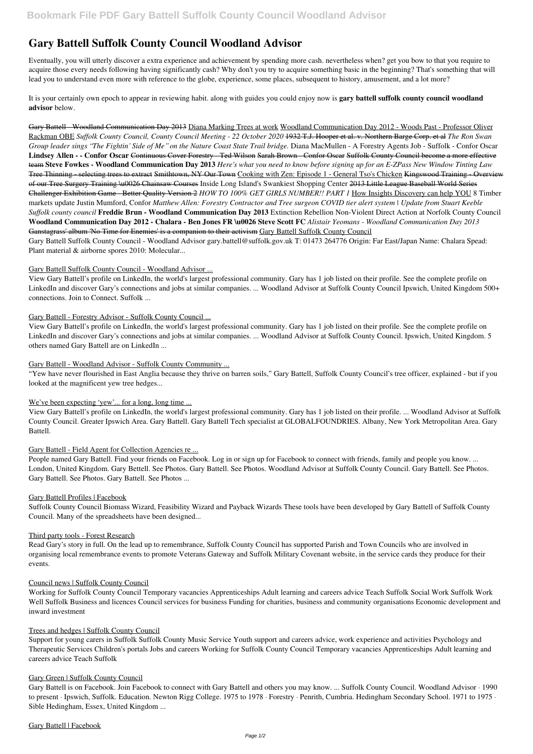# Gary Battell Suffolk County Council Woodland Advisor

Eventually, you will utterly discover a extra experience and achievement by spending more cash. nevertheless when? get you bow to that you require to acquire those every needs following having significantly cash? Why don't you try to acquire something basic in the beginning? That's something that will lead you to understand even more with reference to the globe, experience, some places, subsequent to history, amusement, and a lot more?

It is your certainly own epoch to appear in reviewing habit. along with guides you could enjoy now is **gary battell suffolk county council woodland advisor** below.

Gary Battell - Woodland Communication Day 2013 Diana Marking Trees at work Woodland Communication Day 2012 - Woods Past - Professor Oliver Rackman OBE *Suffolk County Council, County Council Meeting - 22 October 2020* 1932 T.J. Hooper et al. v. Northern Barge Corp. et al *The Ron Swan Group leader sings "The Fightin' Side of Me" on the Nature Coast State Trail bridge.* Diana MacMullen - A Forestry Agents Job - Suffolk - Confor Oscar **Lindsey Allen - - Confor Oscar** Continuous Cover Forestry - Ted Wilson Sarah Brown - Confor Oscar Suffolk County Council become a more effective team **Steve Fowkes - Woodland Communication Day 2013** *Here's what you need to know before signing up for an E-ZPass New Window Tinting Law* Tree Thinning - selecting trees to extract Smithtown, NY Our Town Cooking with Zen: Episode 1 - General Tso's Chicken Kingswood Training - Overview of our Tree Surgery Training \u0026 Chainsaw Courses Inside Long Island's Swankiest Shopping Center 2013 Little League Baseball World Series Challenger Exhibition Game - Better Quality Version 2 *HOW TO 100% GET GIRLS NUMBER!! PART 1* How Insights Discovery can help YOU 8 Timber markets update Justin Mumford, Confor *Matthew Allen: Forestry Contractor and Tree surgeon COVID tier alert system | Update from Stuart Keeble Suffolk county council* **Freddie Brun - Woodland Communication Day 2013** Extinction Rebellion Non-Violent Direct Action at Norfolk County Council **Woodland Communication Day 2012 - Chalara - Ben Jones FR \u0026 Steve Scott FC** *Alistair Yeomans - Woodland Communication Day 2013* Ganstagrass' album 'No Time for Enemies' is a companion to their activism Gary Battell Suffolk County Council

Gary Battell Suffolk County Council - Woodland Advisor gary.battell@suffolk.gov.uk T: 01473 264776 Origin: Far East/Japan Name: Chalara Spead: Plant material & airborne spores 2010: Molecular...

Gary Battell Suffolk County Council - Woodland Advisor ...

View Gary Battell's profile on LinkedIn, the world's largest professional community. Gary has 1 job listed on their profile. See the complete profile on LinkedIn and discover Gary's connections and jobs at similar companies. ... Woodland Advisor at Suffolk County Council Ipswich, United Kingdom 500+ connections. Join to Connect. Suffolk ...

Gary Battell - Forestry Advisor - Suffolk County Council ...

View Gary Battell's profile on LinkedIn, the world's largest professional community. Gary has 1 job listed on their profile. See the complete profile on LinkedIn and discover Gary's connections and jobs at similar companies. ... Woodland Advisor at Suffolk County Council. Ipswich, United Kingdom. 5 others named Gary Battell are on LinkedIn ...

Gary Battell - Woodland Advisor - Suffolk County Community ...

"Yew have never flourished in East Anglia because they thrive on barren soils," Gary Battell, Suffolk County Council's tree officer, explained - but if you looked at the magnificent yew tree hedges...

We've been expecting 'yew'... for a long, long time ...

View Gary Battell's profile on LinkedIn, the world's largest professional community. Gary has 1 job listed on their profile. ... Woodland Advisor at Suffolk County Council. Greater Ipswich Area. Gary Battell. Gary Battell Tech specialist at GLOBALFOUNDRIES. Albany, New York Metropolitan Area. Gary Battell.

Gary Battell - Field Agent for Collection Agencies re ...

People named Gary Battell. Find your friends on Facebook. Log in or sign up for Facebook to connect with friends, family and people you know. ... London, United Kingdom. Gary Bettell. See Photos. Gary Battell. See Photos. Woodland Advisor at Suffolk County Council. Gary Battell. See Photos. Gary Battell. See Photos. Gary Battell. See Photos ...

Gary Battell Profiles | Facebook

Suffolk County Council Biomass Wizard, Feasibility Wizard and Payback Wizards These tools have been developed by Gary Battell of Suffolk County Council. Many of the spreadsheets have been designed...

Third party tools - Forest Research

Read Gary's story in full. On the lead up to remembrance, Suffolk County Council has supported Parish and Town Councils who are involved in organising local remembrance events to promote Veterans Gateway and Suffolk Military Covenant website, in the service cards they produce for their events.

Council news | Suffolk County Council

Working for Suffolk County Council Temporary vacancies Apprenticeships Adult learning and careers advice Teach Suffolk Social Work Suffolk Work Well Suffolk Business and licences Council services for business Funding for charities, business and community organisations Economic development and inward investment

Trees and hedges | Suffolk County Council

Support for young carers in Suffolk Suffolk County Music Service Youth support and careers advice, work experience and activities Psychology and Therapeutic Services Children's portals Jobs and careers Working for Suffolk County Council Temporary vacancies Apprenticeships Adult learning and careers advice Teach Suffolk

Gary Green | Suffolk County Council

Gary Battell is on Facebook. Join Facebook to connect with Gary Battell and others you may know. ... Suffolk County Council. Woodland Advisor · 1990 to present · Ipswich, Suffolk. Education. Newton Rigg College. 1975 to 1978 · Forestry · Penrith, Cumbria. Hedingham Secondary School. 1971 to 1975 · Sible Hedingham, Essex, United Kingdom ...

Gary Battell | Facebook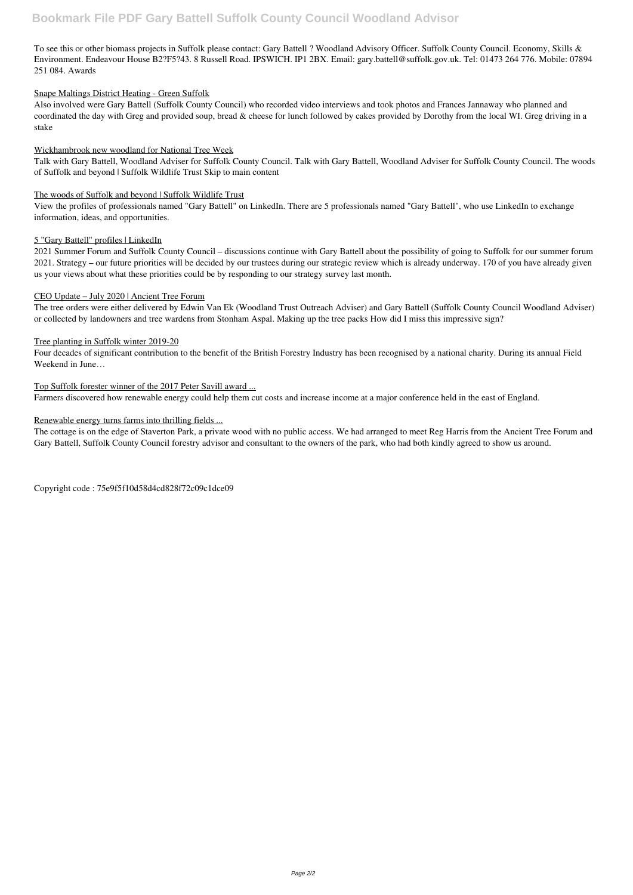To see this or other biomass projects in Suffolk please contact: Gary Battell ? Woodland Advisory Officer. Suffolk County Council. Economy, Skills & Environment. Endeavour House B2?F5?43. 8 Russell Road. IPSWICH. IP1 2BX. Email: gary.battell@suffolk.gov.uk. Tel: 01473 264 776. Mobile: 07894 251 084. Awards

Snape Maltings District Heating - Green Suffolk

Also involved were Gary Battell (Suffolk County Council) who recorded video interviews and took photos and Frances Jannaway who planned and coordinated the day with Greg and provided soup, bread & cheese for lunch followed by cakes provided by Dorothy from the local WI. Greg driving in a stake

Wickhambrook new woodland for National Tree Week

Talk with Gary Battell, Woodland Adviser for Suffolk County Council. Talk with Gary Battell, Woodland Adviser for Suffolk County Council. The woods of Suffolk and beyond | Suffolk Wildlife Trust Skip to main content

The woods of Suffolk and beyond | Suffolk Wildlife Trust

View the profiles of professionals named "Gary Battell" on LinkedIn. There are 5 professionals named "Gary Battell", who use LinkedIn to exchange information, ideas, and opportunities.

5 "Gary Battell" profiles | LinkedIn

2021 Summer Forum and Suffolk County Council – discussions continue with Gary Battell about the possibility of going to Suffolk for our summer forum 2021. Strategy – our future priorities will be decided by our trustees during our strategic review which is already underway. 170 of you have already given us your views about what these priorities could be by responding to our strategy survey last month.

CEO Update – July 2020 | Ancient Tree Forum

The tree orders were either delivered by Edwin Van Ek (Woodland Trust Outreach Adviser) and Gary Battell (Suffolk County Council Woodland Adviser) or collected by landowners and tree wardens from Stonham Aspal. Making up the tree packs How did I miss this impressive sign?

Tree planting in Suffolk winter 2019-20

Four decades of significant contribution to the benefit of the British Forestry Industry has been recognised by a national charity. During its annual Field Weekend in June…

Top Suffolk forester winner of the 2017 Peter Savill award ...

Farmers discovered how renewable energy could help them cut costs and increase income at a major conference held in the east of England.

Renewable energy turns farms into thrilling fields ...

The cottage is on the edge of Staverton Park, a private wood with no public access. We had arranged to meet Reg Harris from the Ancient Tree Forum and Gary Battell, Suffolk County Council forestry advisor and consultant to the owners of the park, who had both kindly agreed to show us around.

Copyright code : 75e9f5f10d58d4cd828f72c09c1dce09